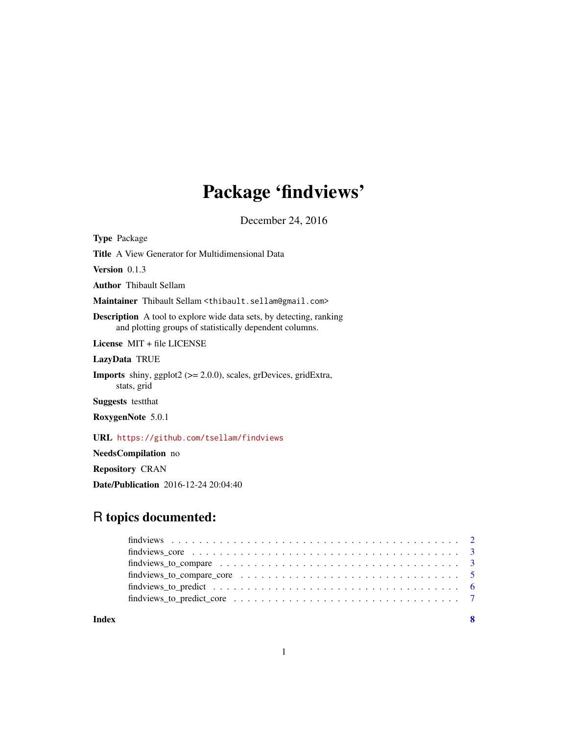# Package 'findviews'

December 24, 2016

**Type** Package

**Title** A View Generator for Multidimensional Data

**Version** 0.1.3

**Author** Thibault Sellam

**Maintainer** Thibault Sellam <thibault.sellam@gmail.com>

**Description** A tool to explore wide data sets, by detecting, ranking and plotting groups of statistically dependent columns.

**License** MIT + file LICENSE

**LazyData** TRUE

**Imports** shiny, ggplot2 (>= 2.0.0), scales, grDevices, gridExtra, stats, grid

**Suggests** testthat

**RoxygenNote** 5.0.1

**URL** https://github.com/tsellam/findviews

**NeedsCompilation** no

**Repository** CRAN

**Date/Publication** 2016-12-24 20:04:40

## R topics documented:

| | |
|---|---|
| findviews | 2 |
| findviews_core | 3 |
| findviews_to_compare | 3 |
| findviews_to_compare_core | 5 |
| findviews_to_predict | 6 |
| findviews_to_predict_core | 7 |
| **Index** | **8** |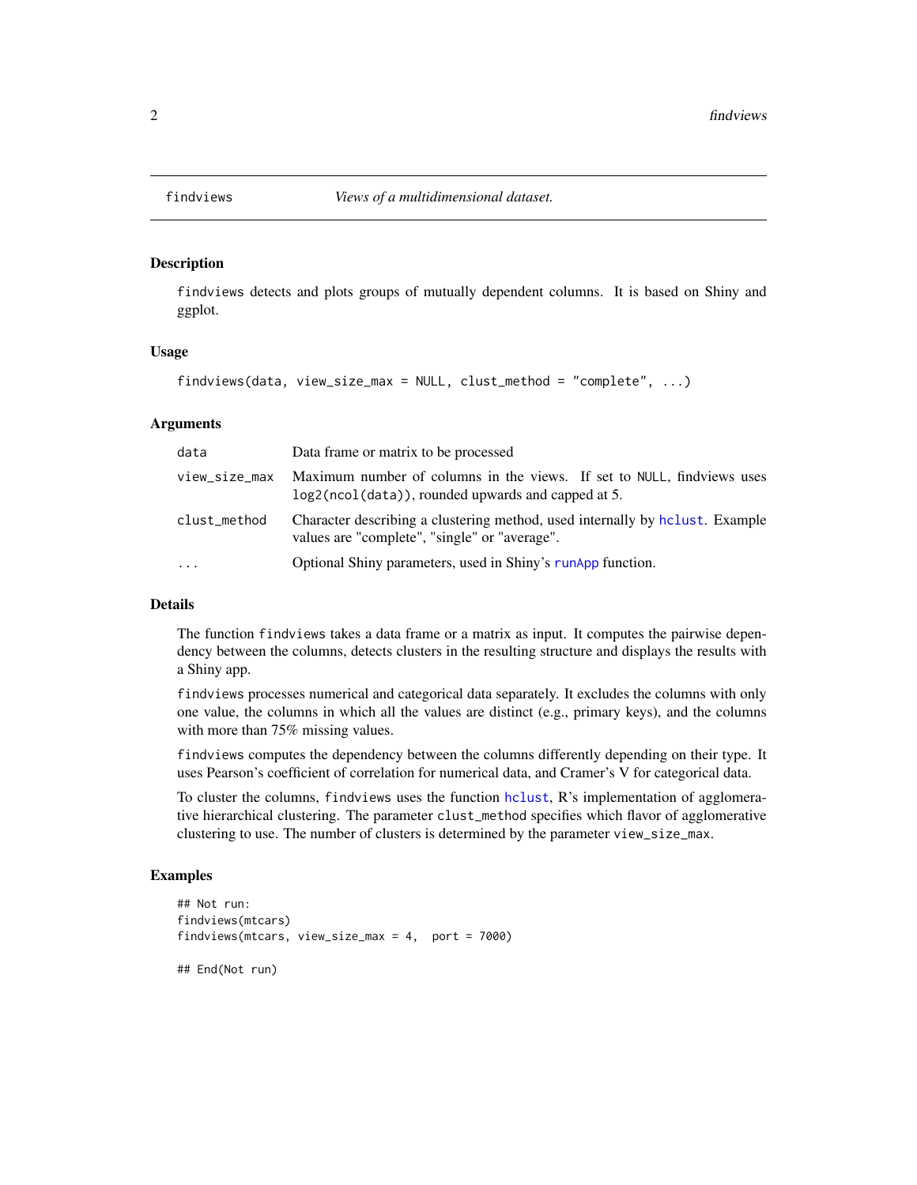findviews — *Views of a multidimensional dataset.*

## Description

`findviews` detects and plots groups of mutually dependent columns. It is based on Shiny and ggplot.

## Usage

```
findviews(data, view_size_max = NULL, clust_method = "complete", ...)
```

## Arguments

| | |
|---|---|
| `data` | Data frame or matrix to be processed |
| `view_size_max` | Maximum number of columns in the views. If set to `NULL`, findviews uses `log2(ncol(data))`, rounded upwards and capped at 5. |
| `clust_method` | Character describing a clustering method, used internally by `hclust`. Example values are "complete", "single" or "average". |
| `...` | Optional Shiny parameters, used in Shiny's `runApp` function. |

## Details

The function `findviews` takes a data frame or a matrix as input. It computes the pairwise dependency between the columns, detects clusters in the resulting structure and displays the results with a Shiny app.

`findviews` processes numerical and categorical data separately. It excludes the columns with only one value, the columns in which all the values are distinct (e.g., primary keys), and the columns with more than 75% missing values.

`findviews` computes the dependency between the columns differently depending on their type. It uses Pearson's coefficient of correlation for numerical data, and Cramer's V for categorical data.

To cluster the columns, `findviews` uses the function `hclust`, R's implementation of agglomerative hierarchical clustering. The parameter `clust_method` specifies which flavor of agglomerative clustering to use. The number of clusters is determined by the parameter `view_size_max`.

## Examples

```
## Not run:
findviews(mtcars)
findviews(mtcars, view_size_max = 4,  port = 7000)

## End(Not run)
```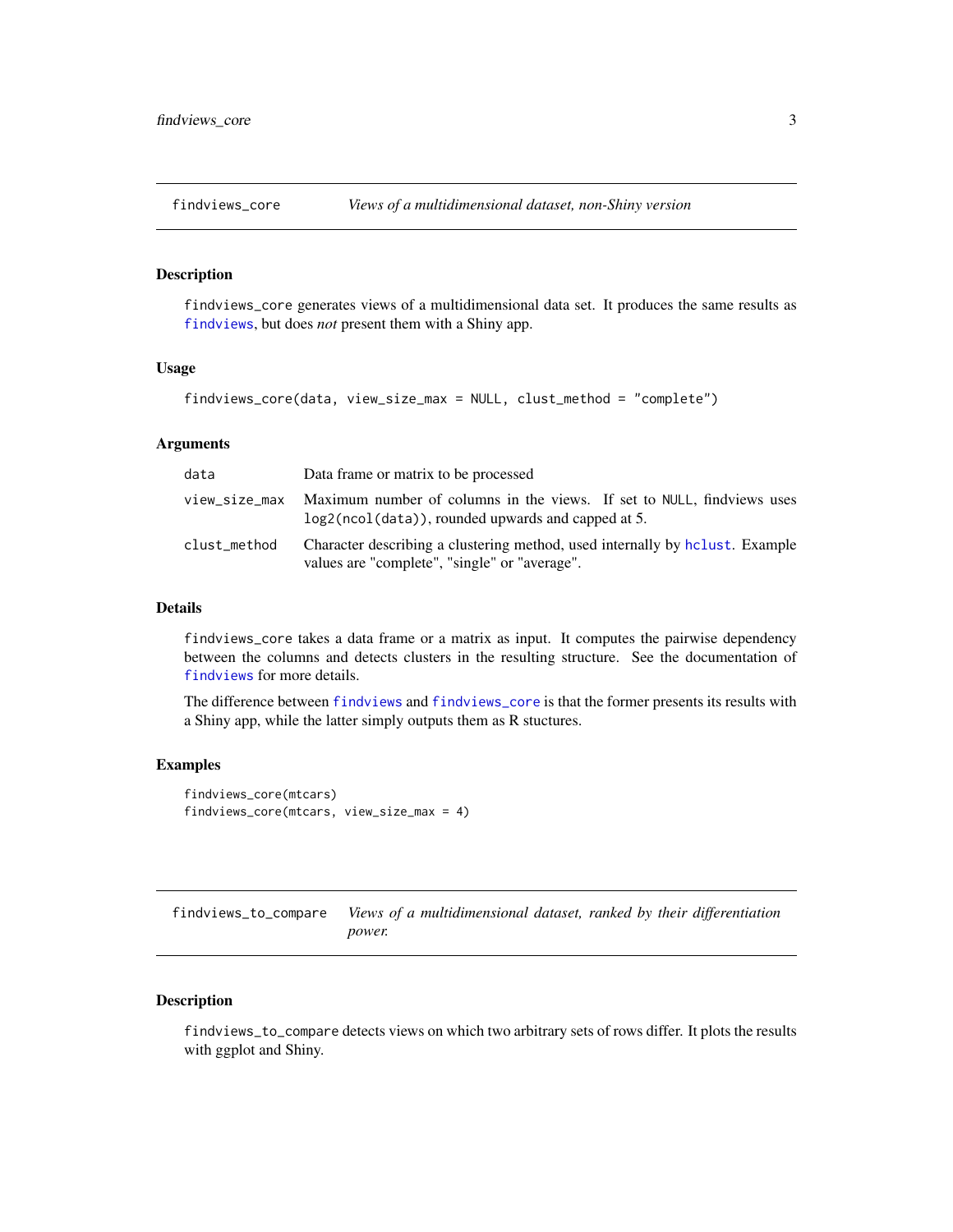## findviews_core — *Views of a multidimensional dataset, non-Shiny version*

### Description

findviews_core generates views of a multidimensional data set. It produces the same results as findviews, but does *not* present them with a Shiny app.

### Usage

```
findviews_core(data, view_size_max = NULL, clust_method = "complete")
```

### Arguments

| | |
|---|---|
| data | Data frame or matrix to be processed |
| view_size_max | Maximum number of columns in the views. If set to NULL, findviews uses log2(ncol(data)), rounded upwards and capped at 5. |
| clust_method | Character describing a clustering method, used internally by hclust. Example values are "complete", "single" or "average". |

### Details

findviews_core takes a data frame or a matrix as input. It computes the pairwise dependency between the columns and detects clusters in the resulting structure. See the documentation of findviews for more details.

The difference between findviews and findviews_core is that the former presents its results with a Shiny app, while the latter simply outputs them as R stuctures.

### Examples

```
findviews_core(mtcars)
findviews_core(mtcars, view_size_max = 4)
```

## findviews_to_compare — *Views of a multidimensional dataset, ranked by their differentiation power.*

### Description

findviews_to_compare detects views on which two arbitrary sets of rows differ. It plots the results with ggplot and Shiny.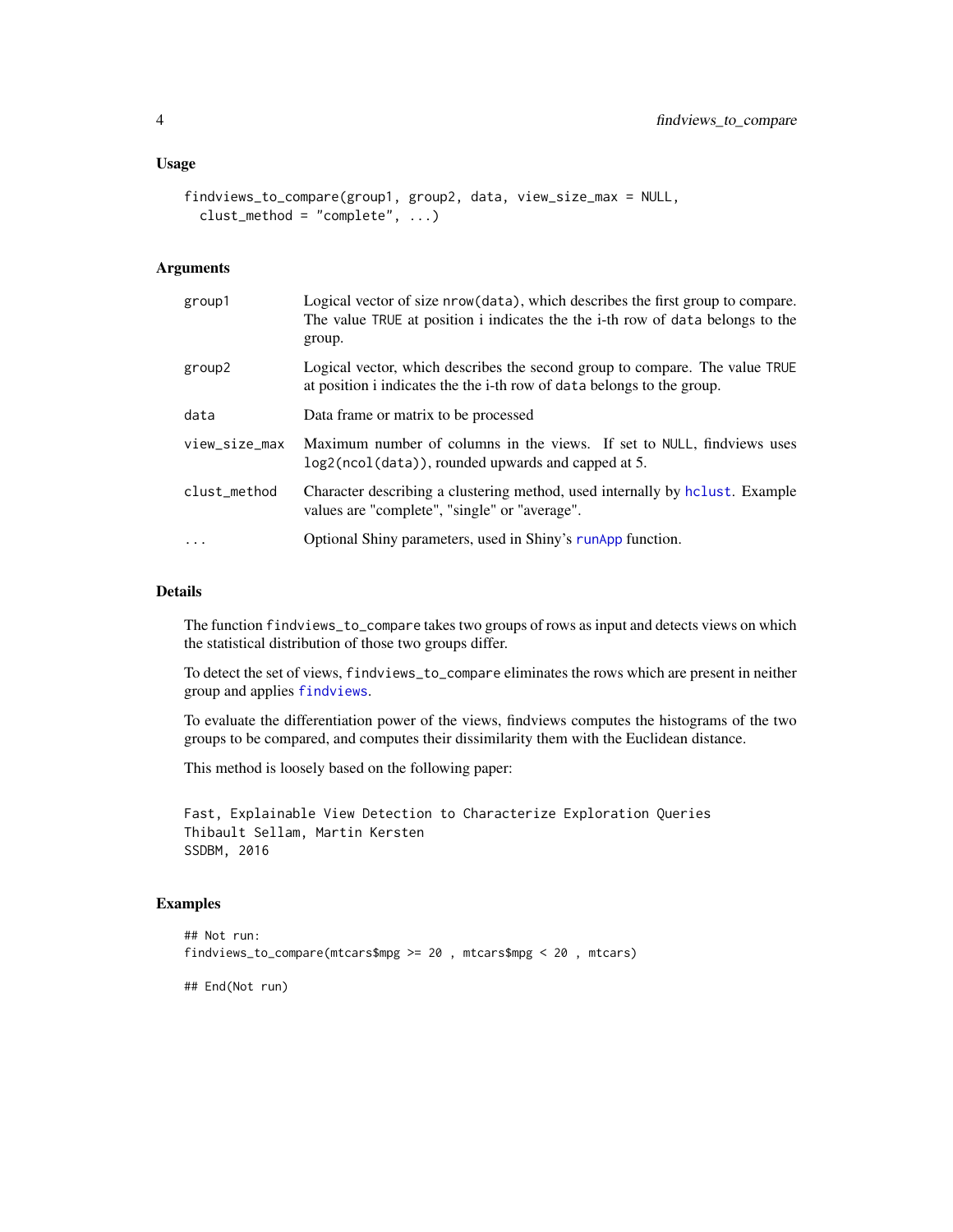## Usage

```
findviews_to_compare(group1, group2, data, view_size_max = NULL,
  clust_method = "complete", ...)
```

## Arguments

| | |
|---|---|
| group1 | Logical vector of size `nrow(data)`, which describes the first group to compare. The value `TRUE` at position i indicates the the i-th row of `data` belongs to the group. |
| group2 | Logical vector, which describes the second group to compare. The value `TRUE` at position i indicates the the i-th row of `data` belongs to the group. |
| data | Data frame or matrix to be processed |
| view_size_max | Maximum number of columns in the views. If set to `NULL`, findviews uses `log2(ncol(data))`, rounded upwards and capped at 5. |
| clust_method | Character describing a clustering method, used internally by `hclust`. Example values are "complete", "single" or "average". |
| ... | Optional Shiny parameters, used in Shiny's `runApp` function. |

## Details

The function `findviews_to_compare` takes two groups of rows as input and detects views on which the statistical distribution of those two groups differ.

To detect the set of views, `findviews_to_compare` eliminates the rows which are present in neither group and applies `findviews`.

To evaluate the differentiation power of the views, findviews computes the histograms of the two groups to be compared, and computes their dissimilarity them with the Euclidean distance.

This method is loosely based on the following paper:

```
Fast, Explainable View Detection to Characterize Exploration Queries
Thibault Sellam, Martin Kersten
SSDBM, 2016
```

## Examples

```
## Not run:
findviews_to_compare(mtcars$mpg >= 20 , mtcars$mpg < 20 , mtcars)

## End(Not run)
```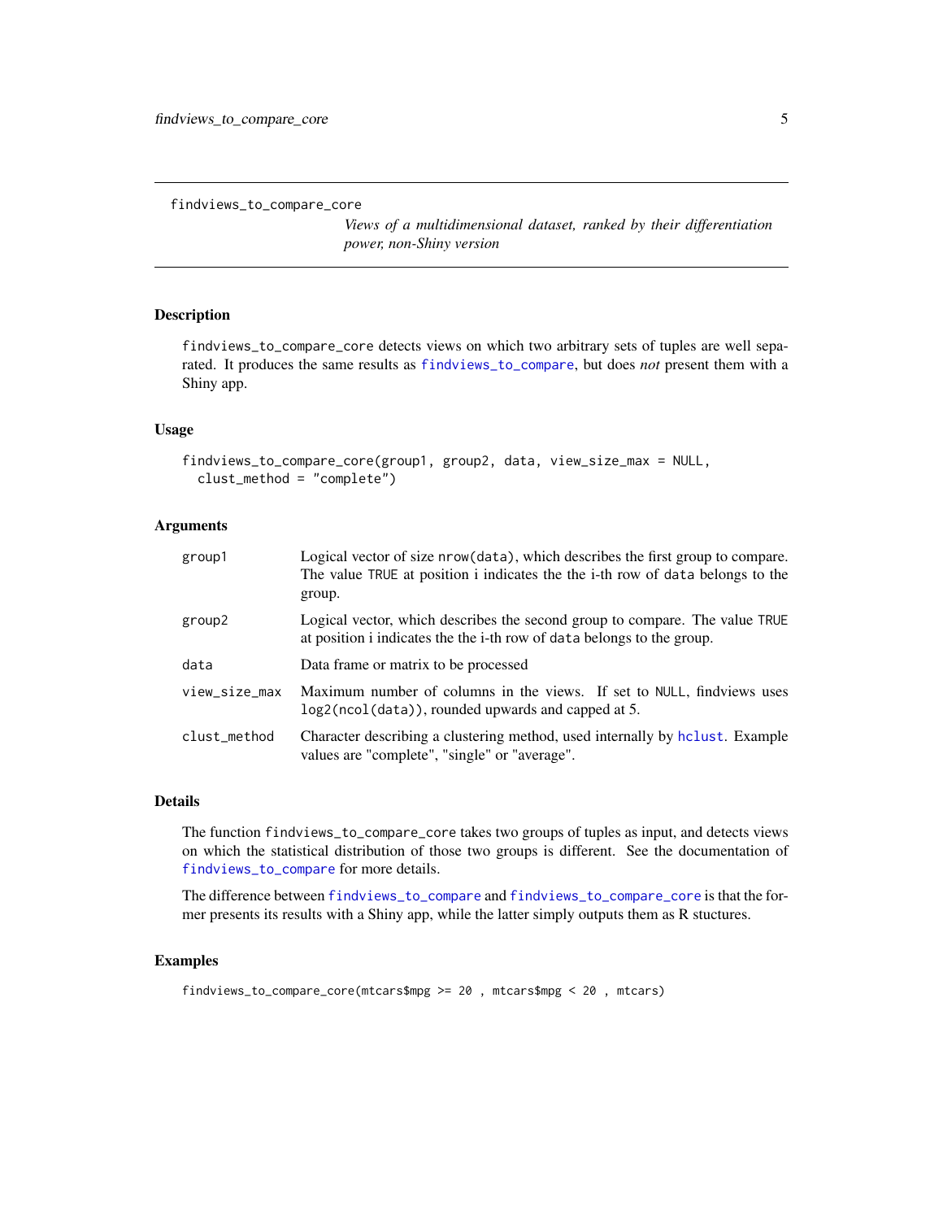# findviews_to_compare_core

*Views of a multidimensional dataset, ranked by their differentiation power, non-Shiny version*

## Description

`findviews_to_compare_core` detects views on which two arbitrary sets of tuples are well separated. It produces the same results as `findviews_to_compare`, but does *not* present them with a Shiny app.

## Usage

```
findviews_to_compare_core(group1, group2, data, view_size_max = NULL,
  clust_method = "complete")
```

## Arguments

| Argument | Description |
|---|---|
| `group1` | Logical vector of size `nrow(data)`, which describes the first group to compare. The value `TRUE` at position i indicates the the i-th row of `data` belongs to the group. |
| `group2` | Logical vector, which describes the second group to compare. The value `TRUE` at position i indicates the the i-th row of `data` belongs to the group. |
| `data` | Data frame or matrix to be processed |
| `view_size_max` | Maximum number of columns in the views. If set to `NULL`, findviews uses `log2(ncol(data))`, rounded upwards and capped at 5. |
| `clust_method` | Character describing a clustering method, used internally by `hclust`. Example values are "complete", "single" or "average". |

## Details

The function `findviews_to_compare_core` takes two groups of tuples as input, and detects views on which the statistical distribution of those two groups is different. See the documentation of `findviews_to_compare` for more details.

The difference between `findviews_to_compare` and `findviews_to_compare_core` is that the former presents its results with a Shiny app, while the latter simply outputs them as R stuctures.

## Examples

```
findviews_to_compare_core(mtcars$mpg >= 20 , mtcars$mpg < 20 , mtcars)
```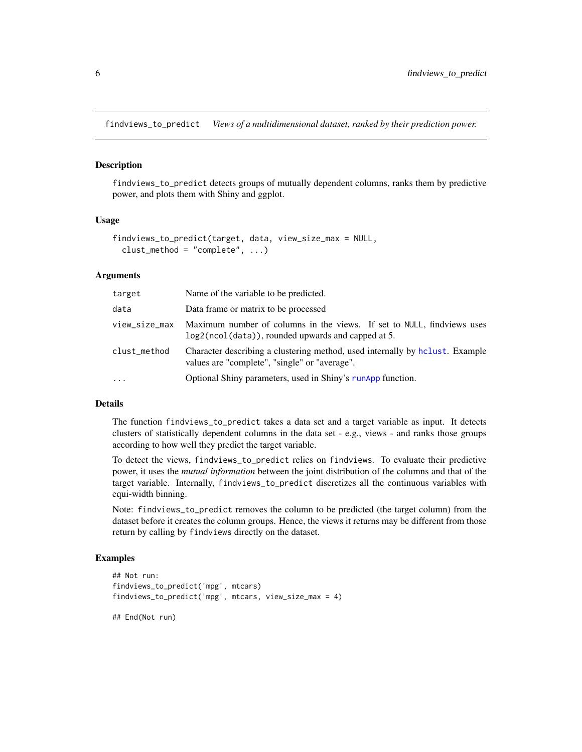# findviews_to_predict — *Views of a multidimensional dataset, ranked by their prediction power.*

## Description

`findviews_to_predict` detects groups of mutually dependent columns, ranks them by predictive power, and plots them with Shiny and ggplot.

## Usage

```
findviews_to_predict(target, data, view_size_max = NULL,
  clust_method = "complete", ...)
```

## Arguments

| | |
|---|---|
| `target` | Name of the variable to be predicted. |
| `data` | Data frame or matrix to be processed |
| `view_size_max` | Maximum number of columns in the views. If set to `NULL`, findviews uses `log2(ncol(data))`, rounded upwards and capped at 5. |
| `clust_method` | Character describing a clustering method, used internally by `hclust`. Example values are "complete", "single" or "average". |
| `...` | Optional Shiny parameters, used in Shiny's `runApp` function. |

## Details

The function `findviews_to_predict` takes a data set and a target variable as input. It detects clusters of statistically dependent columns in the data set - e.g., views - and ranks those groups according to how well they predict the target variable.

To detect the views, `findviews_to_predict` relies on `findviews`. To evaluate their predictive power, it uses the *mutual information* between the joint distribution of the columns and that of the target variable. Internally, `findviews_to_predict` discretizes all the continuous variables with equi-width binning.

Note: `findviews_to_predict` removes the column to be predicted (the target column) from the dataset before it creates the column groups. Hence, the views it returns may be different from those return by calling by `findviews` directly on the dataset.

## Examples

```
## Not run:
findviews_to_predict('mpg', mtcars)
findviews_to_predict('mpg', mtcars, view_size_max = 4)

## End(Not run)
```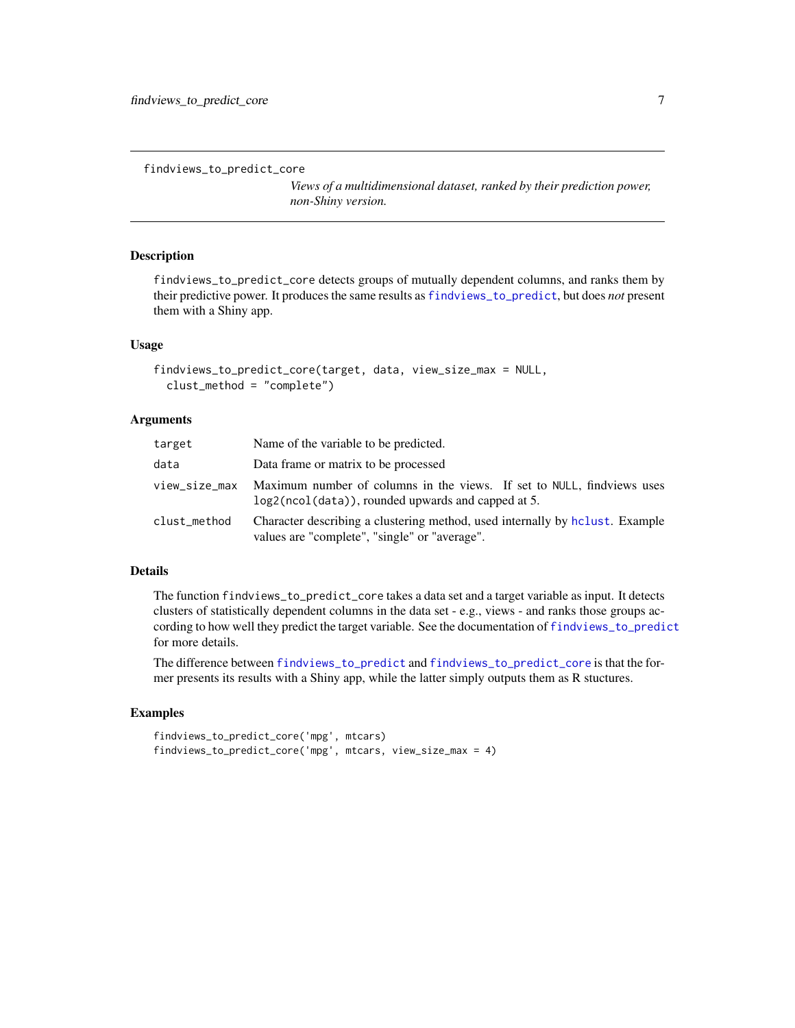findviews_to_predict_core

*Views of a multidimensional dataset, ranked by their prediction power, non-Shiny version.*

## Description

findviews_to_predict_core detects groups of mutually dependent columns, and ranks them by their predictive power. It produces the same results as findviews_to_predict, but does *not* present them with a Shiny app.

## Usage

```
findviews_to_predict_core(target, data, view_size_max = NULL,
  clust_method = "complete")
```

## Arguments

| | |
|---|---|
| target | Name of the variable to be predicted. |
| data | Data frame or matrix to be processed |
| view_size_max | Maximum number of columns in the views. If set to NULL, findviews uses log2(ncol(data)), rounded upwards and capped at 5. |
| clust_method | Character describing a clustering method, used internally by hclust. Example values are "complete", "single" or "average". |

## Details

The function findviews_to_predict_core takes a data set and a target variable as input. It detects clusters of statistically dependent columns in the data set - e.g., views - and ranks those groups according to how well they predict the target variable. See the documentation of findviews_to_predict for more details.

The difference between findviews_to_predict and findviews_to_predict_core is that the former presents its results with a Shiny app, while the latter simply outputs them as R stuctures.

## Examples

```
findviews_to_predict_core('mpg', mtcars)
findviews_to_predict_core('mpg', mtcars, view_size_max = 4)
```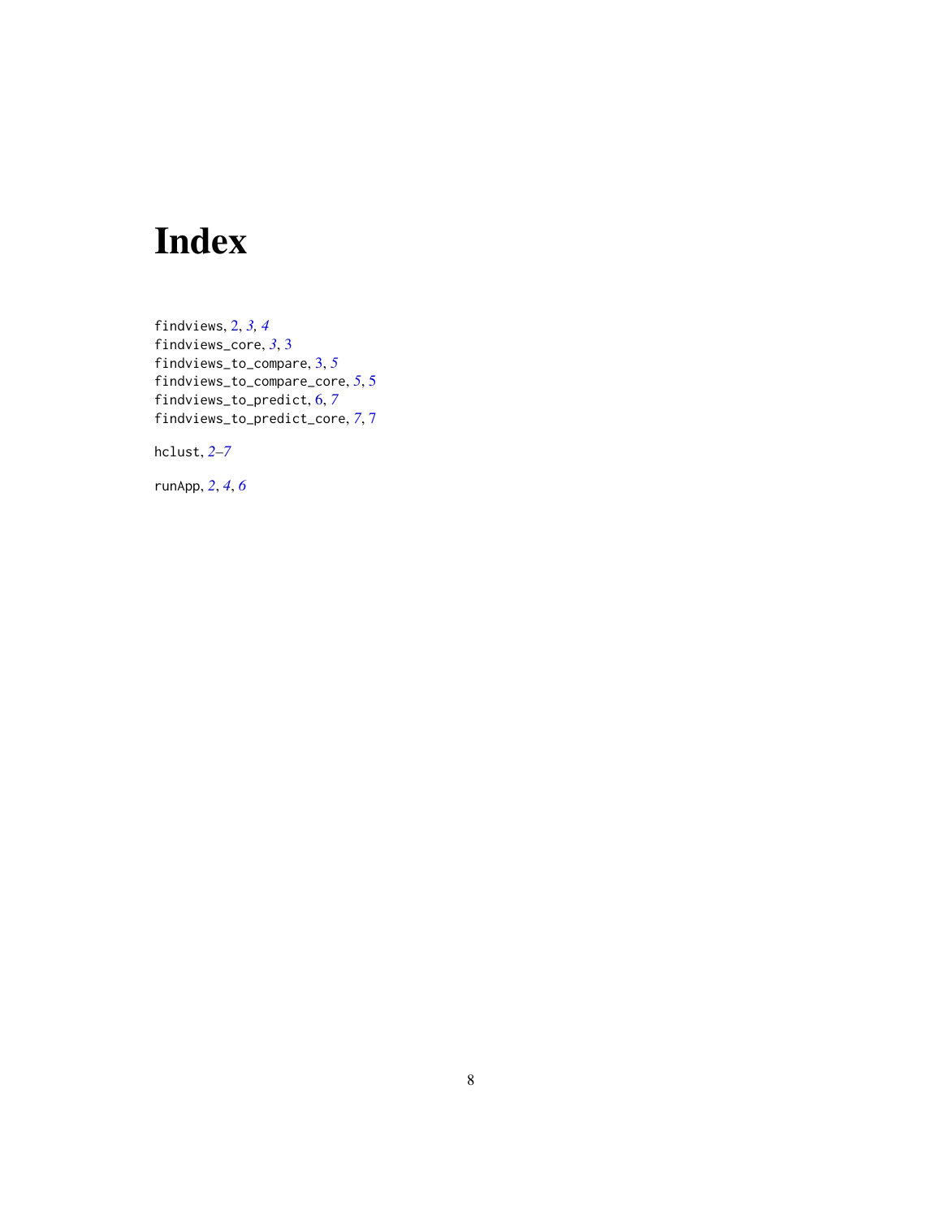# Index

findviews, 2, *3, 4*
findviews_core, *3*, 3
findviews_to_compare, 3, *5*
findviews_to_compare_core, *5*, 5
findviews_to_predict, 6, *7*
findviews_to_predict_core, *7*, 7

hclust, *2–7*

runApp, *2*, *4*, *6*